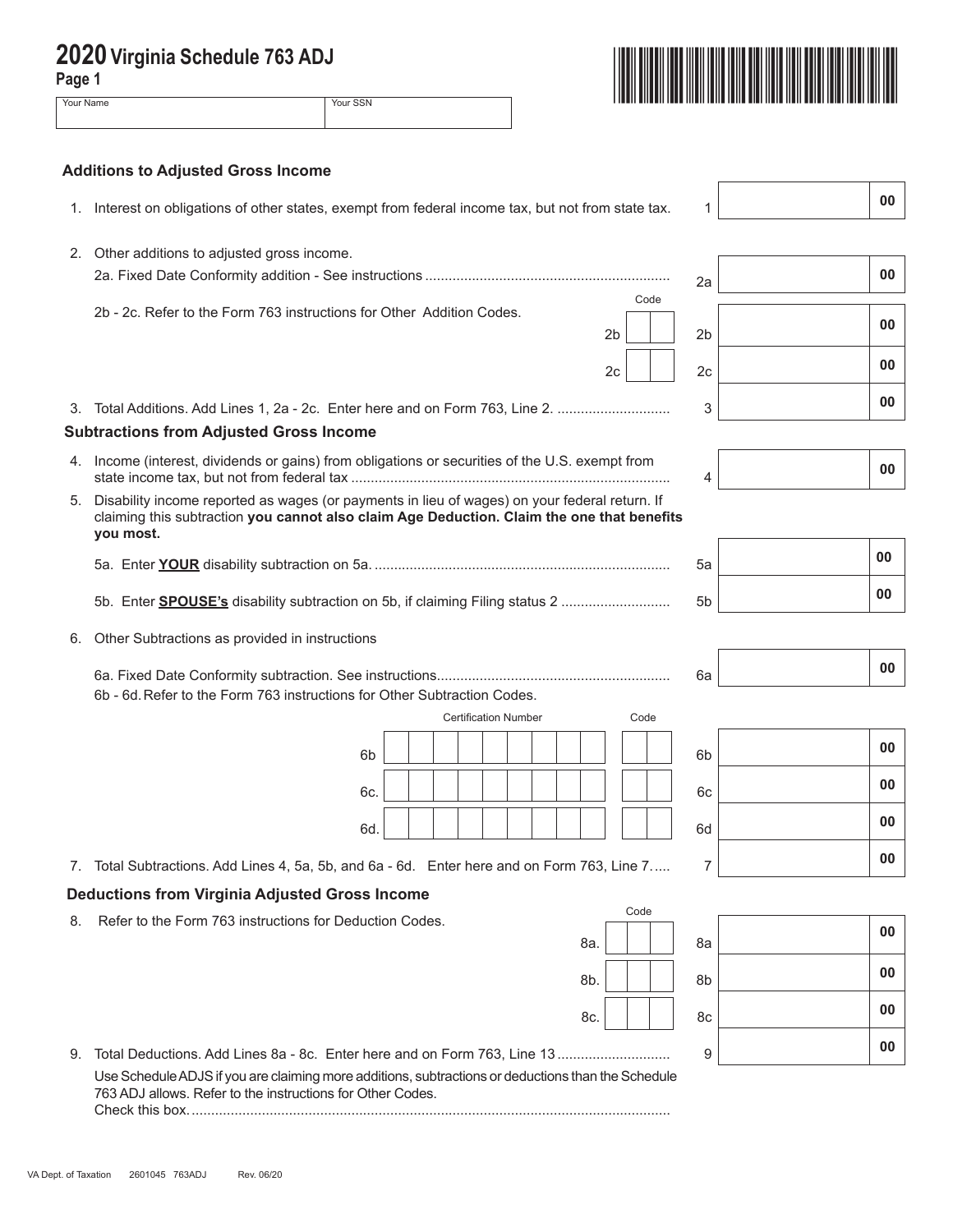# 2020 Virginia Schedule 763 ADJ

**Page 1**

| Your Name | Your SSN |
|---|---|
| | |

## Additions to Adjusted Gross Income

1. Interest on obligations of other states, exempt from federal income tax, but not from state tax. ...... 1 ______ 00

2. Other additions to adjusted gross income.

   2a. Fixed Date Conformity addition - See instructions .............................................................. 2a ______ 00

   2b - 2c. Refer to the Form 763 instructions for Other Addition Codes.

| | Code | Line | Amount |
|---|---|---|---|
| 2b | | 2b | 00 |
| 2c | | 2c | 00 |

3. Total Additions. Add Lines 1, 2a - 2c. Enter here and on Form 763, Line 2. ............................. 3 ______ 00

## Subtractions from Adjusted Gross Income

4. Income (interest, dividends or gains) from obligations or securities of the U.S. exempt from state income tax, but not from federal tax ................................................................................. 4 ______ 00

5. Disability income reported as wages (or payments in lieu of wages) on your federal return. If claiming this subtraction **you cannot also claim Age Deduction. Claim the one that benefits you most.**

   5a. Enter **YOUR** disability subtraction on 5a. ........................................................................... 5a ______ 00

   5b. Enter **SPOUSE's** disability subtraction on 5b, if claiming Filing status 2 ............................ 5b ______ 00

6. Other Subtractions as provided in instructions

   6a. Fixed Date Conformity subtraction. See instructions........................................................... 6a ______ 00

   6b - 6d. Refer to the Form 763 instructions for Other Subtraction Codes.

| | Certification Number | Code | Line | Amount |
|---|---|---|---|---|
| 6b | | | 6b | 00 |
| 6c. | | | 6c | 00 |
| 6d. | | | 6d | 00 |

7. Total Subtractions. Add Lines 4, 5a, 5b, and 6a - 6d. Enter here and on Form 763, Line 7..... 7 ______ 00

## Deductions from Virginia Adjusted Gross Income

8. Refer to the Form 763 instructions for Deduction Codes.

| | Code | Line | Amount |
|---|---|---|---|
| 8a. | | 8a | 00 |
| 8b. | | 8b | 00 |
| 8c. | | 8c | 00 |

9. Total Deductions. Add Lines 8a - 8c. Enter here and on Form 763, Line 13 ............................ 9 ______ 00

   Use Schedule ADJS if you are claiming more additions, subtractions or deductions than the Schedule 763 ADJ allows. Refer to the instructions for Other Codes.
   Check this box. ..........................................................................................................................

VA Dept. of Taxation 2601045 763ADJ Rev. 06/20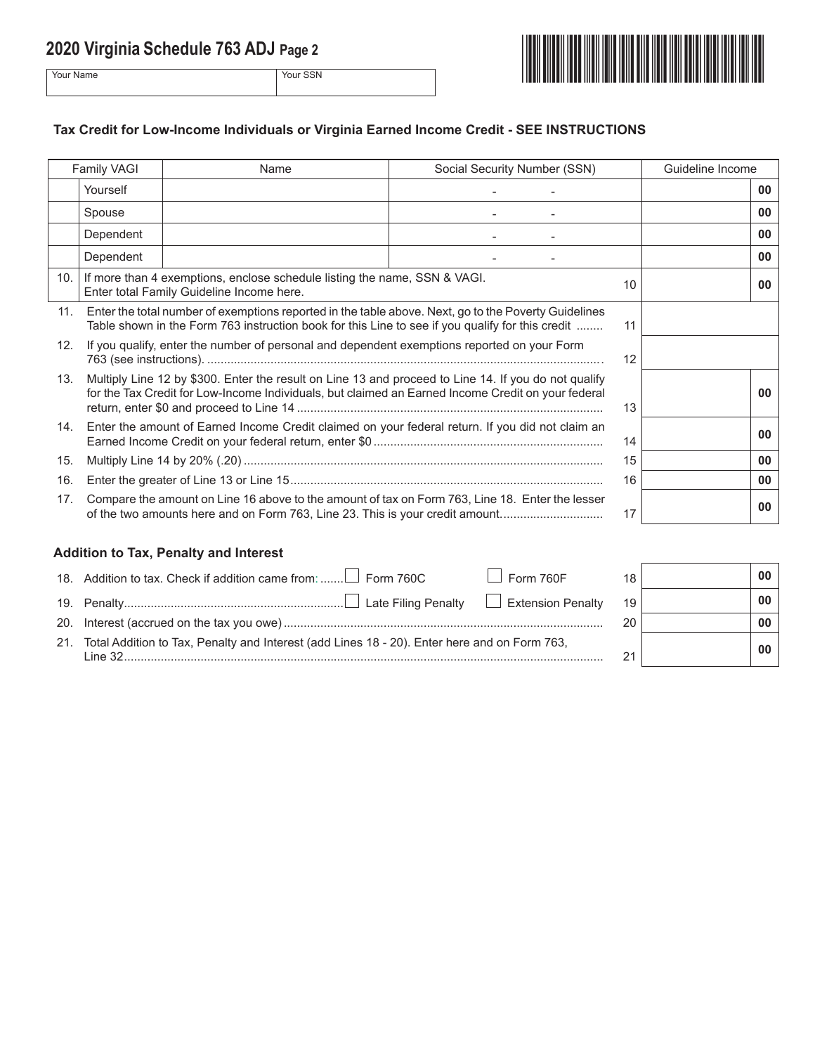# 2020 Virginia Schedule 763 ADJ Page 2

| Your Name | Your SSN |
|---|---|
| | |

### Tax Credit for Low-Income Individuals or Virginia Earned Income Credit - SEE INSTRUCTIONS

| Family VAGI | | Name | Social Security Number (SSN) | | Guideline Income |
|---|---|---|---|---|---|
| | Yourself | | - - | | 00 |
| | Spouse | | - - | | 00 |
| | Dependent | | - - | | 00 |
| | Dependent | | - - | | 00 |
| 10. | If more than 4 exemptions, enclose schedule listing the name, SSN & VAGI. Enter total Family Guideline Income here. | | | 10 | 00 |

| | | | |
|---|---|---|---|
| 11. | Enter the total number of exemptions reported in the table above. Next, go to the Poverty Guidelines Table shown in the Form 763 instruction book for this Line to see if you qualify for this credit ........ | 11 | |
| 12. | If you qualify, enter the number of personal and dependent exemptions reported on your Form 763 (see instructions). ...................................................................................................................... | 12 | |
| 13. | Multiply Line 12 by $300. Enter the result on Line 13 and proceed to Line 14. If you do not qualify for the Tax Credit for Low-Income Individuals, but claimed an Earned Income Credit on your federal return, enter $0 and proceed to Line 14 ........................................................................................... | 13 | 00 |
| 14. | Enter the amount of Earned Income Credit claimed on your federal return. If you did not claim an Earned Income Credit on your federal return, enter $0 .................................................................... | 14 | 00 |
| 15. | Multiply Line 14 by 20% (.20) .......................................................................................................... | 15 | 00 |
| 16. | Enter the greater of Line 13 or Line 15............................................................................................ | 16 | 00 |
| 17. | Compare the amount on Line 16 above to the amount of tax on Form 763, Line 18. Enter the lesser of the two amounts here and on Form 763, Line 23. This is your credit amount.............................. | 17 | 00 |

### Addition to Tax, Penalty and Interest

| | | | |
|---|---|---|---|
| 18. | Addition to tax. Check if addition came from: ....... ☐ Form 760C ☐ Form 760F | 18 | 00 |
| 19. | Penalty.................................................................. ☐ Late Filing Penalty ☐ Extension Penalty | 19 | 00 |
| 20. | Interest (accrued on the tax you owe)............................................................................................... | 20 | 00 |
| 21. | Total Addition to Tax, Penalty and Interest (add Lines 18 - 20). Enter here and on Form 763, Line 32................................................................................................................................................. | 21 | 00 |